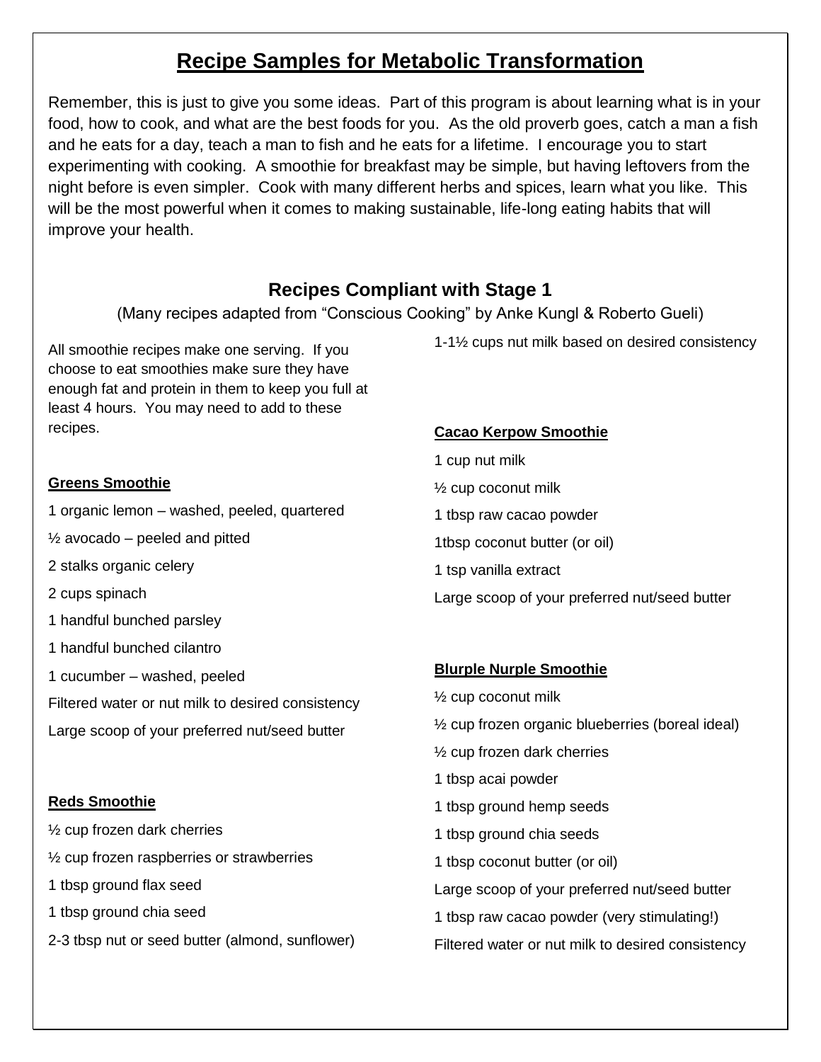# Recipe Samples for Metabolic Transformation

Remember, this is just to give you some ideas. Part of this program is about learning what is in your food, how to cook, and what are the best foods for you. As the old proverb goes, catch a man a fish and he eats for a day, teach a man to fish and he eats for a lifetime. I encourage you to start experimenting with cooking. A smoothie for breakfast may be simple, but having leftovers from the night before is even simpler. Cook with many different herbs and spices, learn what you like. This will be the most powerful when it comes to making sustainable, life-long eating habits that will improve your health.

## Recipes Compliant with Stage 1

(Many recipes adapted from "Conscious Cooking" by Anke Kungl & Roberto Gueli)

All smoothie recipes make one serving. If you choose to eat smoothies make sure they have enough fat and protein in them to keep you full at least 4 hours. You may need to add to these recipes.

### Greens Smoothie

1 organic lemon – washed, peeled, quartered

½ avocado – peeled and pitted

2 stalks organic celery

2 cups spinach

1 handful bunched parsley

1 handful bunched cilantro

1 cucumber – washed, peeled

Filtered water or nut milk to desired consistency

Large scoop of your preferred nut/seed butter

### Reds Smoothie

½ cup frozen dark cherries

½ cup frozen raspberries or strawberries

1 tbsp ground flax seed

1 tbsp ground chia seed

2-3 tbsp nut or seed butter (almond, sunflower)

1-1½ cups nut milk based on desired consistency

### Cacao Kerpow Smoothie

1 cup nut milk

½ cup coconut milk

1 tbsp raw cacao powder

1tbsp coconut butter (or oil)

1 tsp vanilla extract

Large scoop of your preferred nut/seed butter

### Blurple Nurple Smoothie

½ cup coconut milk

½ cup frozen organic blueberries (boreal ideal)

½ cup frozen dark cherries

1 tbsp acai powder

1 tbsp ground hemp seeds

1 tbsp ground chia seeds

1 tbsp coconut butter (or oil)

Large scoop of your preferred nut/seed butter

1 tbsp raw cacao powder (very stimulating!)

Filtered water or nut milk to desired consistency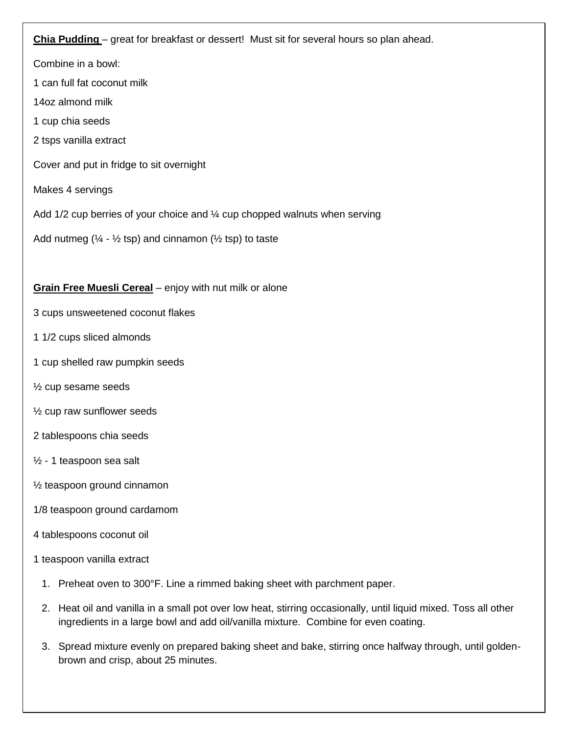**Chia Pudding** – great for breakfast or dessert! Must sit for several hours so plan ahead.

Combine in a bowl:

1 can full fat coconut milk

14oz almond milk

1 cup chia seeds

2 tsps vanilla extract

Cover and put in fridge to sit overnight

Makes 4 servings

Add 1/2 cup berries of your choice and ¼ cup chopped walnuts when serving

Add nutmeg (¼ - ½ tsp) and cinnamon (½ tsp) to taste

**Grain Free Muesli Cereal** – enjoy with nut milk or alone

3 cups unsweetened coconut flakes

1 1/2 cups sliced almonds

1 cup shelled raw pumpkin seeds

½ cup sesame seeds

½ cup raw sunflower seeds

2 tablespoons chia seeds

½ - 1 teaspoon sea salt

½ teaspoon ground cinnamon

1/8 teaspoon ground cardamom

4 tablespoons coconut oil

1 teaspoon vanilla extract

1. Preheat oven to 300°F. Line a rimmed baking sheet with parchment paper.
2. Heat oil and vanilla in a small pot over low heat, stirring occasionally, until liquid mixed. Toss all other ingredients in a large bowl and add oil/vanilla mixture. Combine for even coating.
3. Spread mixture evenly on prepared baking sheet and bake, stirring once halfway through, until golden-brown and crisp, about 25 minutes.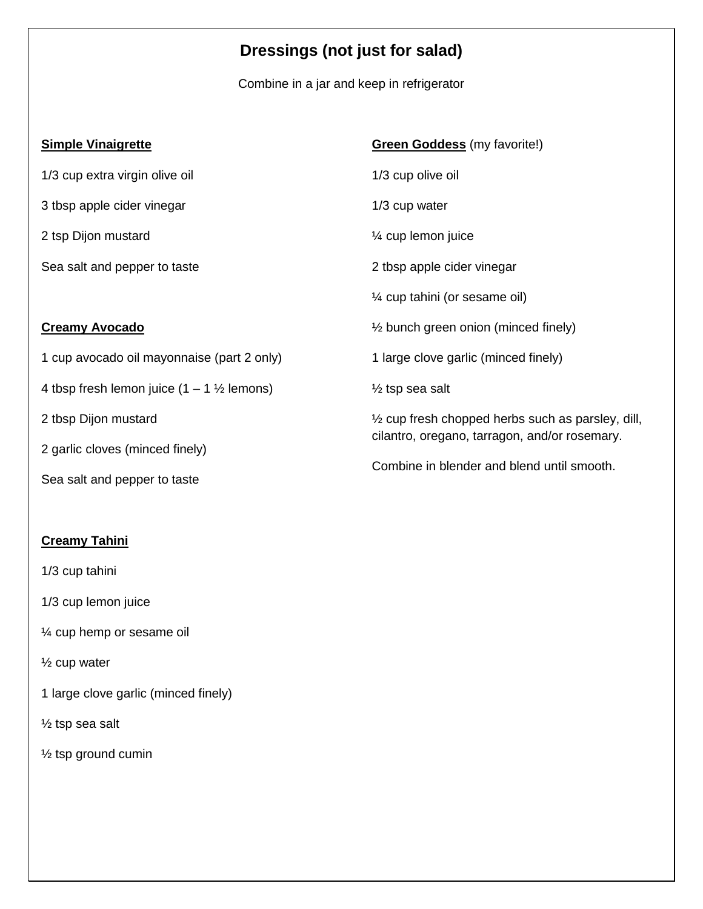# Dressings (not just for salad)

Combine in a jar and keep in refrigerator

**Simple Vinaigrette**

1/3 cup extra virgin olive oil

3 tbsp apple cider vinegar

2 tsp Dijon mustard

Sea salt and pepper to taste

**Creamy Avocado**

1 cup avocado oil mayonnaise (part 2 only)

4 tbsp fresh lemon juice (1 – 1 ½ lemons)

2 tbsp Dijon mustard

2 garlic cloves (minced finely)

Sea salt and pepper to taste

**Creamy Tahini**

1/3 cup tahini

1/3 cup lemon juice

¼ cup hemp or sesame oil

½ cup water

1 large clove garlic (minced finely)

½ tsp sea salt

½ tsp ground cumin

**Green Goddess** (my favorite!)

1/3 cup olive oil

1/3 cup water

¼ cup lemon juice

2 tbsp apple cider vinegar

¼ cup tahini (or sesame oil)

½ bunch green onion (minced finely)

1 large clove garlic (minced finely)

½ tsp sea salt

½ cup fresh chopped herbs such as parsley, dill, cilantro, oregano, tarragon, and/or rosemary.

Combine in blender and blend until smooth.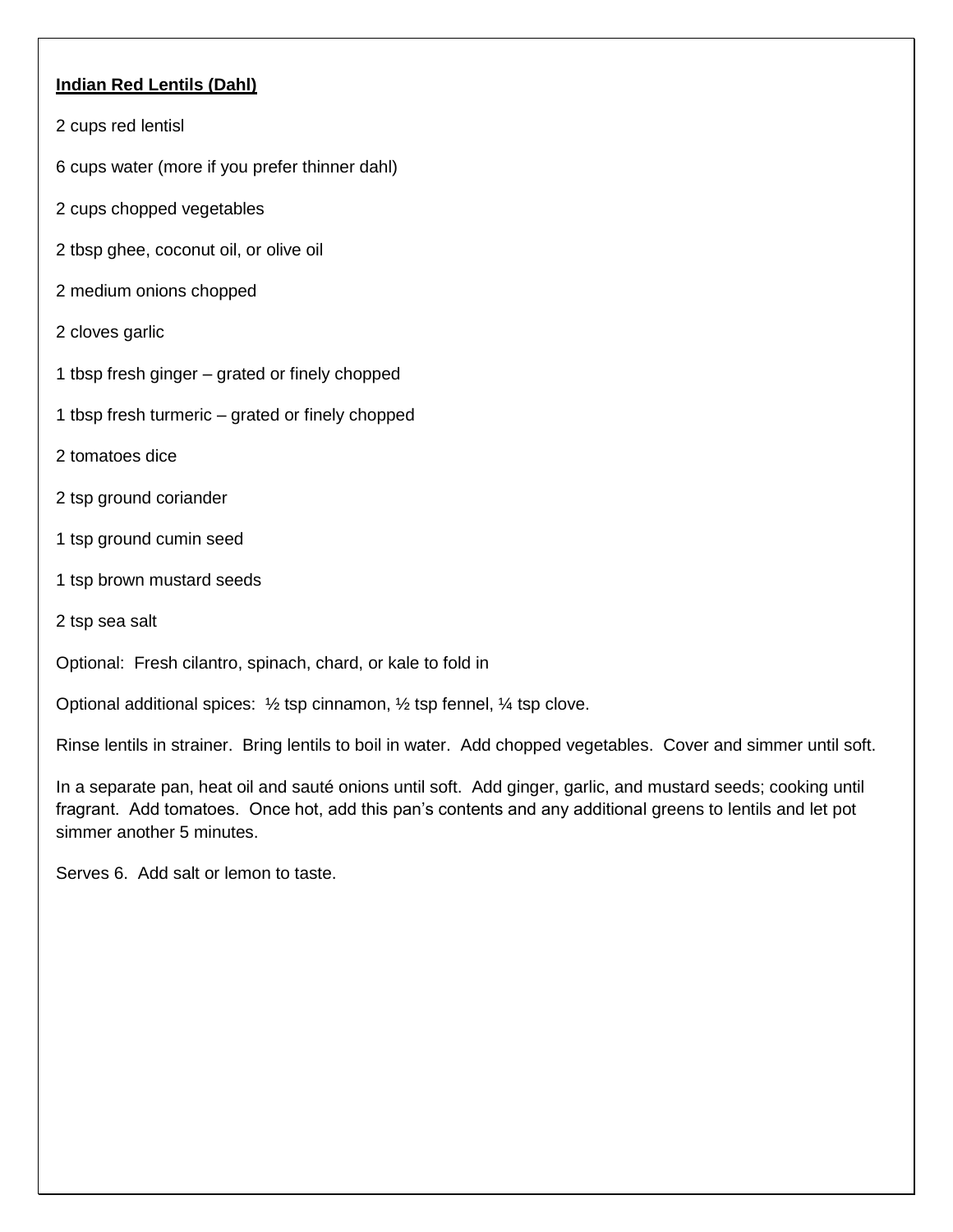**Indian Red Lentils (Dahl)**

2 cups red lentisl

6 cups water (more if you prefer thinner dahl)

2 cups chopped vegetables

2 tbsp ghee, coconut oil, or olive oil

2 medium onions chopped

2 cloves garlic

1 tbsp fresh ginger – grated or finely chopped

1 tbsp fresh turmeric – grated or finely chopped

2 tomatoes dice

2 tsp ground coriander

1 tsp ground cumin seed

1 tsp brown mustard seeds

2 tsp sea salt

Optional: Fresh cilantro, spinach, chard, or kale to fold in

Optional additional spices: ½ tsp cinnamon, ½ tsp fennel, ¼ tsp clove.

Rinse lentils in strainer. Bring lentils to boil in water. Add chopped vegetables. Cover and simmer until soft.

In a separate pan, heat oil and sauté onions until soft. Add ginger, garlic, and mustard seeds; cooking until fragrant. Add tomatoes. Once hot, add this pan's contents and any additional greens to lentils and let pot simmer another 5 minutes.

Serves 6. Add salt or lemon to taste.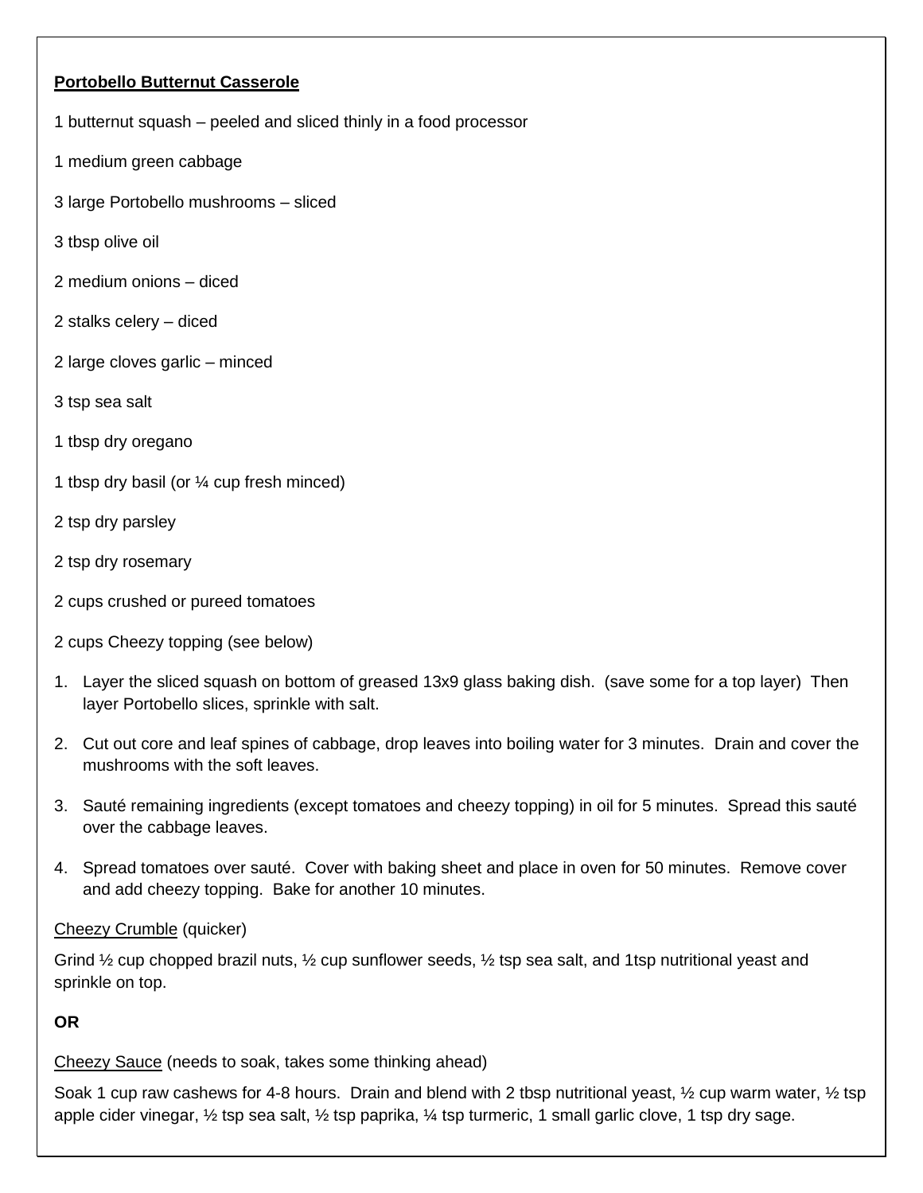**Portobello Butternut Casserole**

1 butternut squash – peeled and sliced thinly in a food processor

1 medium green cabbage

3 large Portobello mushrooms – sliced

3 tbsp olive oil

2 medium onions – diced

2 stalks celery – diced

2 large cloves garlic – minced

3 tsp sea salt

1 tbsp dry oregano

1 tbsp dry basil (or ¼ cup fresh minced)

2 tsp dry parsley

2 tsp dry rosemary

2 cups crushed or pureed tomatoes

2 cups Cheezy topping (see below)

1. Layer the sliced squash on bottom of greased 13x9 glass baking dish. (save some for a top layer) Then layer Portobello slices, sprinkle with salt.
2. Cut out core and leaf spines of cabbage, drop leaves into boiling water for 3 minutes. Drain and cover the mushrooms with the soft leaves.
3. Sauté remaining ingredients (except tomatoes and cheezy topping) in oil for 5 minutes. Spread this sauté over the cabbage leaves.
4. Spread tomatoes over sauté. Cover with baking sheet and place in oven for 50 minutes. Remove cover and add cheezy topping. Bake for another 10 minutes.

<u>Cheezy Crumble</u> (quicker)

Grind ½ cup chopped brazil nuts, ½ cup sunflower seeds, ½ tsp sea salt, and 1tsp nutritional yeast and sprinkle on top.

**OR**

<u>Cheezy Sauce</u> (needs to soak, takes some thinking ahead)

Soak 1 cup raw cashews for 4-8 hours. Drain and blend with 2 tbsp nutritional yeast, ½ cup warm water, ½ tsp apple cider vinegar, ½ tsp sea salt, ½ tsp paprika, ¼ tsp turmeric, 1 small garlic clove, 1 tsp dry sage.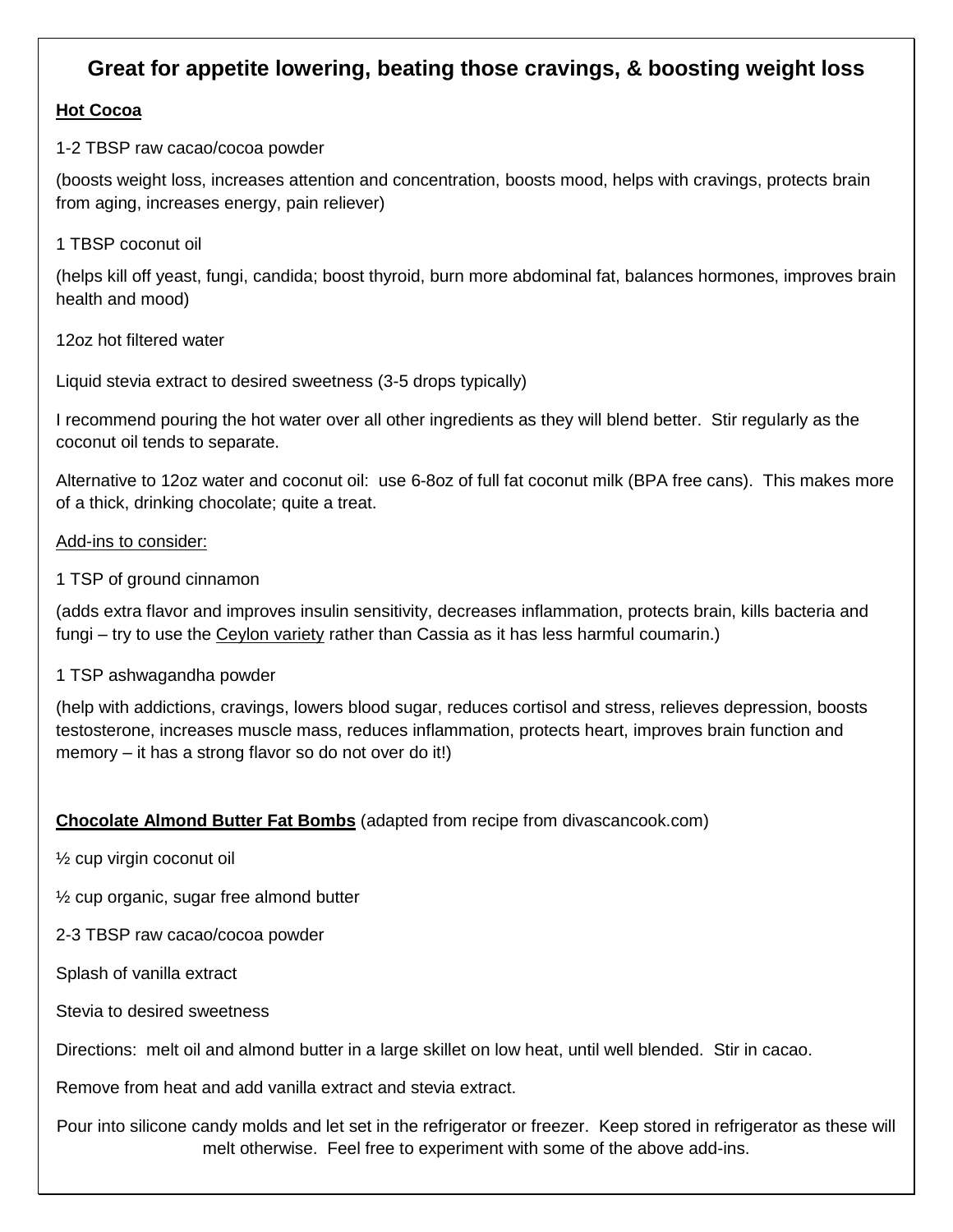## Great for appetite lowering, beating those cravings, & boosting weight loss

**Hot Cocoa**

1-2 TBSP raw cacao/cocoa powder

(boosts weight loss, increases attention and concentration, boosts mood, helps with cravings, protects brain from aging, increases energy, pain reliever)

1 TBSP coconut oil

(helps kill off yeast, fungi, candida; boost thyroid, burn more abdominal fat, balances hormones, improves brain health and mood)

12oz hot filtered water

Liquid stevia extract to desired sweetness (3-5 drops typically)

I recommend pouring the hot water over all other ingredients as they will blend better. Stir regularly as the coconut oil tends to separate.

Alternative to 12oz water and coconut oil: use 6-8oz of full fat coconut milk (BPA free cans). This makes more of a thick, drinking chocolate; quite a treat.

Add-ins to consider:

1 TSP of ground cinnamon

(adds extra flavor and improves insulin sensitivity, decreases inflammation, protects brain, kills bacteria and fungi – try to use the Ceylon variety rather than Cassia as it has less harmful coumarin.)

1 TSP ashwagandha powder

(help with addictions, cravings, lowers blood sugar, reduces cortisol and stress, relieves depression, boosts testosterone, increases muscle mass, reduces inflammation, protects heart, improves brain function and memory – it has a strong flavor so do not over do it!)

**Chocolate Almond Butter Fat Bombs** (adapted from recipe from divascancook.com)

½ cup virgin coconut oil

½ cup organic, sugar free almond butter

2-3 TBSP raw cacao/cocoa powder

Splash of vanilla extract

Stevia to desired sweetness

Directions: melt oil and almond butter in a large skillet on low heat, until well blended. Stir in cacao.

Remove from heat and add vanilla extract and stevia extract.

Pour into silicone candy molds and let set in the refrigerator or freezer. Keep stored in refrigerator as these will melt otherwise. Feel free to experiment with some of the above add-ins.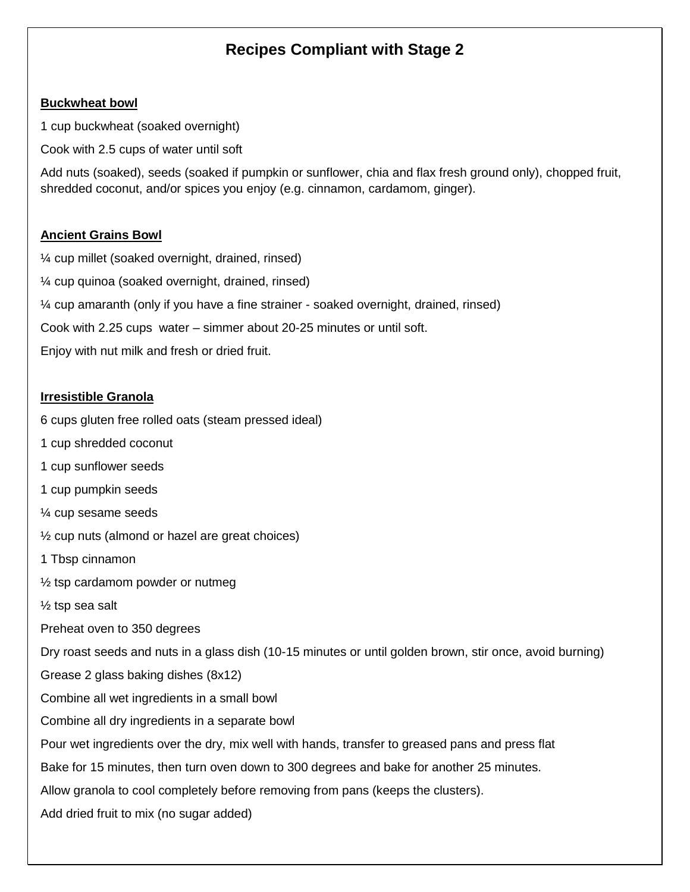# Recipes Compliant with Stage 2

**Buckwheat bowl**

1 cup buckwheat (soaked overnight)

Cook with 2.5 cups of water until soft

Add nuts (soaked), seeds (soaked if pumpkin or sunflower, chia and flax fresh ground only), chopped fruit, shredded coconut, and/or spices you enjoy (e.g. cinnamon, cardamom, ginger).

**Ancient Grains Bowl**

¼ cup millet (soaked overnight, drained, rinsed)

¼ cup quinoa (soaked overnight, drained, rinsed)

¼ cup amaranth (only if you have a fine strainer - soaked overnight, drained, rinsed)

Cook with 2.25 cups water – simmer about 20-25 minutes or until soft.

Enjoy with nut milk and fresh or dried fruit.

**Irresistible Granola**

6 cups gluten free rolled oats (steam pressed ideal)

1 cup shredded coconut

1 cup sunflower seeds

1 cup pumpkin seeds

¼ cup sesame seeds

½ cup nuts (almond or hazel are great choices)

1 Tbsp cinnamon

½ tsp cardamom powder or nutmeg

½ tsp sea salt

Preheat oven to 350 degrees

Dry roast seeds and nuts in a glass dish (10-15 minutes or until golden brown, stir once, avoid burning)

Grease 2 glass baking dishes (8x12)

Combine all wet ingredients in a small bowl

Combine all dry ingredients in a separate bowl

Pour wet ingredients over the dry, mix well with hands, transfer to greased pans and press flat

Bake for 15 minutes, then turn oven down to 300 degrees and bake for another 25 minutes.

Allow granola to cool completely before removing from pans (keeps the clusters).

Add dried fruit to mix (no sugar added)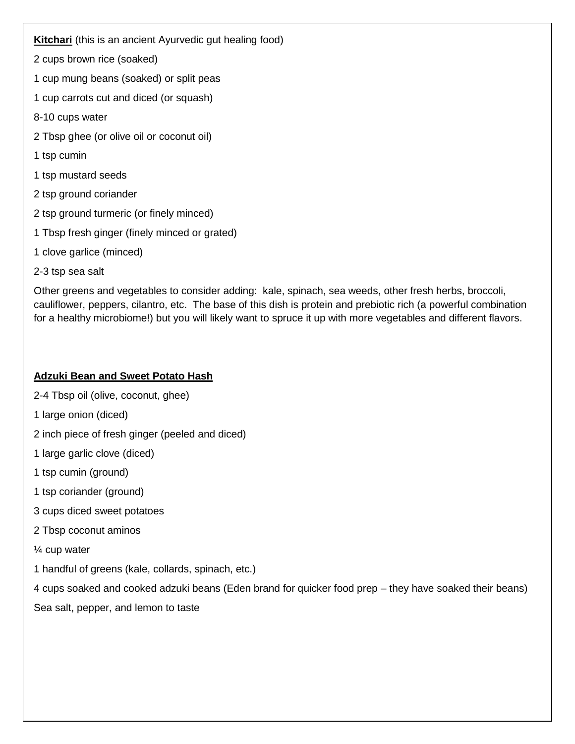**<u>Kitchari</u>** (this is an ancient Ayurvedic gut healing food)

2 cups brown rice (soaked)

1 cup mung beans (soaked) or split peas

1 cup carrots cut and diced (or squash)

8-10 cups water

2 Tbsp ghee (or olive oil or coconut oil)

1 tsp cumin

1 tsp mustard seeds

2 tsp ground coriander

2 tsp ground turmeric (or finely minced)

1 Tbsp fresh ginger (finely minced or grated)

1 clove garlice (minced)

2-3 tsp sea salt

Other greens and vegetables to consider adding: kale, spinach, sea weeds, other fresh herbs, broccoli, cauliflower, peppers, cilantro, etc. The base of this dish is protein and prebiotic rich (a powerful combination for a healthy microbiome!) but you will likely want to spruce it up with more vegetables and different flavors.

**<u>Adzuki Bean and Sweet Potato Hash</u>**

2-4 Tbsp oil (olive, coconut, ghee)

1 large onion (diced)

2 inch piece of fresh ginger (peeled and diced)

1 large garlic clove (diced)

1 tsp cumin (ground)

1 tsp coriander (ground)

3 cups diced sweet potatoes

2 Tbsp coconut aminos

¼ cup water

1 handful of greens (kale, collards, spinach, etc.)

4 cups soaked and cooked adzuki beans (Eden brand for quicker food prep – they have soaked their beans)

Sea salt, pepper, and lemon to taste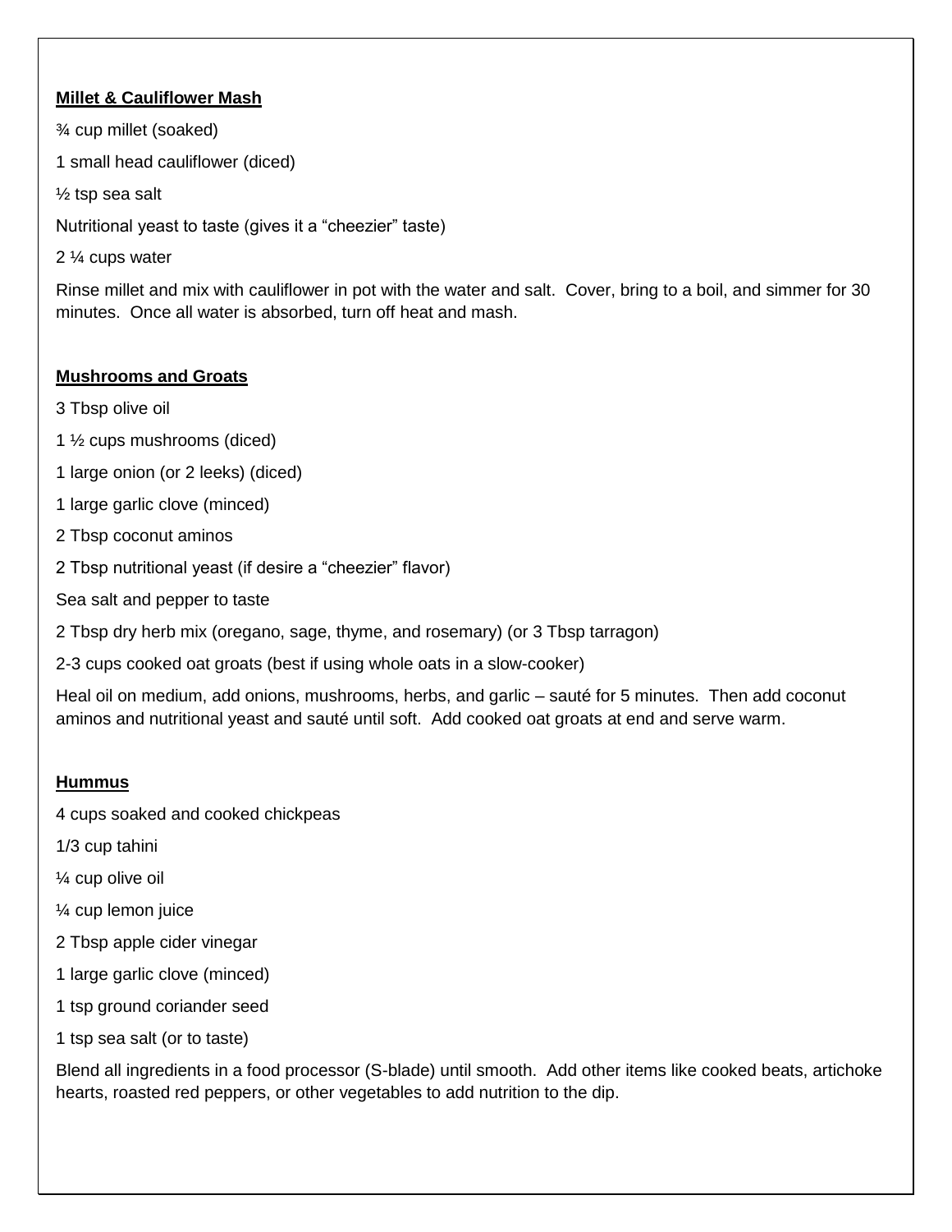**Millet & Cauliflower Mash**

¾ cup millet (soaked)

1 small head cauliflower (diced)

½ tsp sea salt

Nutritional yeast to taste (gives it a "cheezier" taste)

2 ¼ cups water

Rinse millet and mix with cauliflower in pot with the water and salt. Cover, bring to a boil, and simmer for 30 minutes. Once all water is absorbed, turn off heat and mash.

**Mushrooms and Groats**

3 Tbsp olive oil

1 ½ cups mushrooms (diced)

1 large onion (or 2 leeks) (diced)

1 large garlic clove (minced)

2 Tbsp coconut aminos

2 Tbsp nutritional yeast (if desire a "cheezier" flavor)

Sea salt and pepper to taste

2 Tbsp dry herb mix (oregano, sage, thyme, and rosemary) (or 3 Tbsp tarragon)

2-3 cups cooked oat groats (best if using whole oats in a slow-cooker)

Heal oil on medium, add onions, mushrooms, herbs, and garlic – sauté for 5 minutes. Then add coconut aminos and nutritional yeast and sauté until soft. Add cooked oat groats at end and serve warm.

**Hummus**

4 cups soaked and cooked chickpeas

1/3 cup tahini

¼ cup olive oil

¼ cup lemon juice

2 Tbsp apple cider vinegar

1 large garlic clove (minced)

1 tsp ground coriander seed

1 tsp sea salt (or to taste)

Blend all ingredients in a food processor (S-blade) until smooth. Add other items like cooked beats, artichoke hearts, roasted red peppers, or other vegetables to add nutrition to the dip.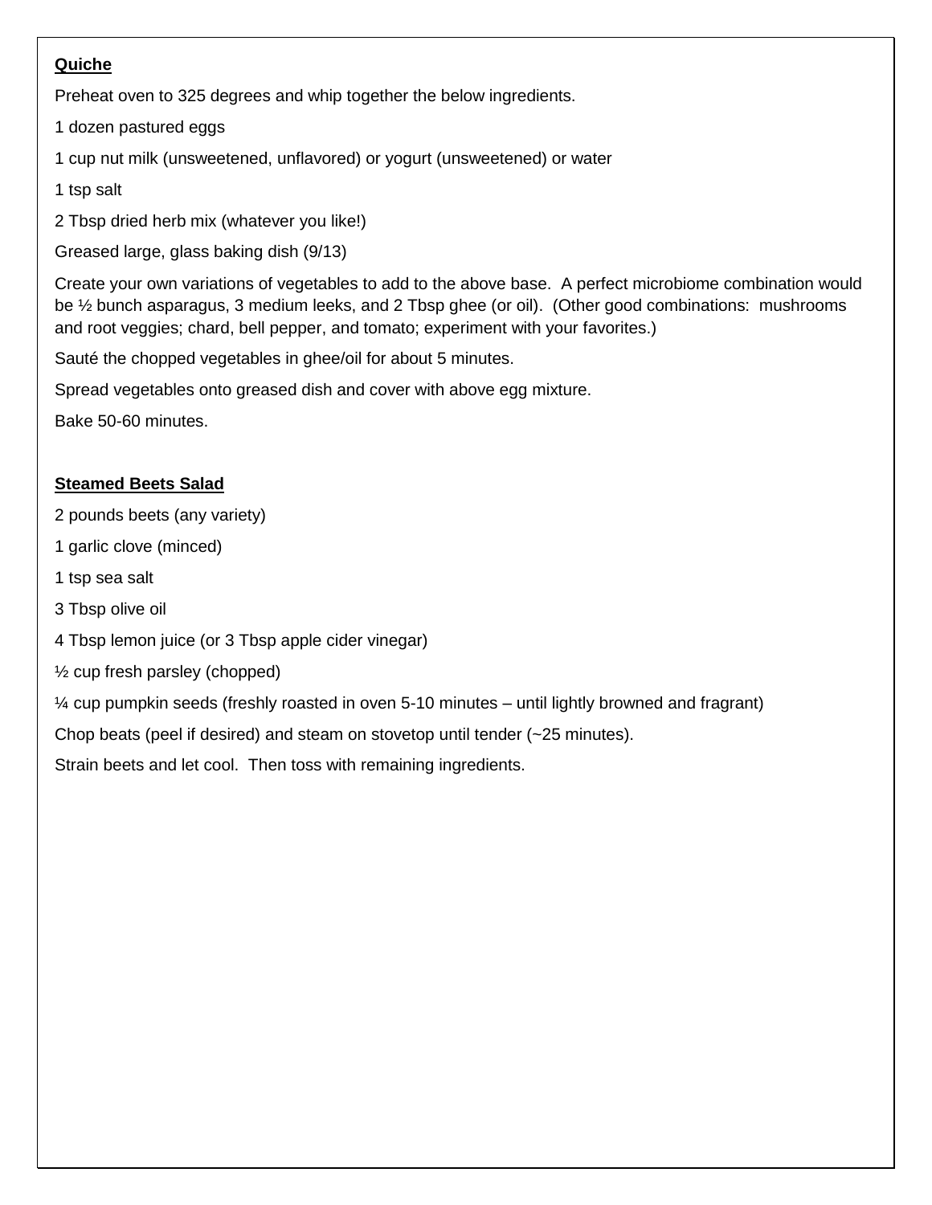**Quiche**

Preheat oven to 325 degrees and whip together the below ingredients.

1 dozen pastured eggs

1 cup nut milk (unsweetened, unflavored) or yogurt (unsweetened) or water

1 tsp salt

2 Tbsp dried herb mix (whatever you like!)

Greased large, glass baking dish (9/13)

Create your own variations of vegetables to add to the above base. A perfect microbiome combination would be ½ bunch asparagus, 3 medium leeks, and 2 Tbsp ghee (or oil). (Other good combinations: mushrooms and root veggies; chard, bell pepper, and tomato; experiment with your favorites.)

Sauté the chopped vegetables in ghee/oil for about 5 minutes.

Spread vegetables onto greased dish and cover with above egg mixture.

Bake 50-60 minutes.

**Steamed Beets Salad**

2 pounds beets (any variety)

1 garlic clove (minced)

1 tsp sea salt

3 Tbsp olive oil

4 Tbsp lemon juice (or 3 Tbsp apple cider vinegar)

½ cup fresh parsley (chopped)

¼ cup pumpkin seeds (freshly roasted in oven 5-10 minutes – until lightly browned and fragrant)

Chop beats (peel if desired) and steam on stovetop until tender (~25 minutes).

Strain beets and let cool. Then toss with remaining ingredients.